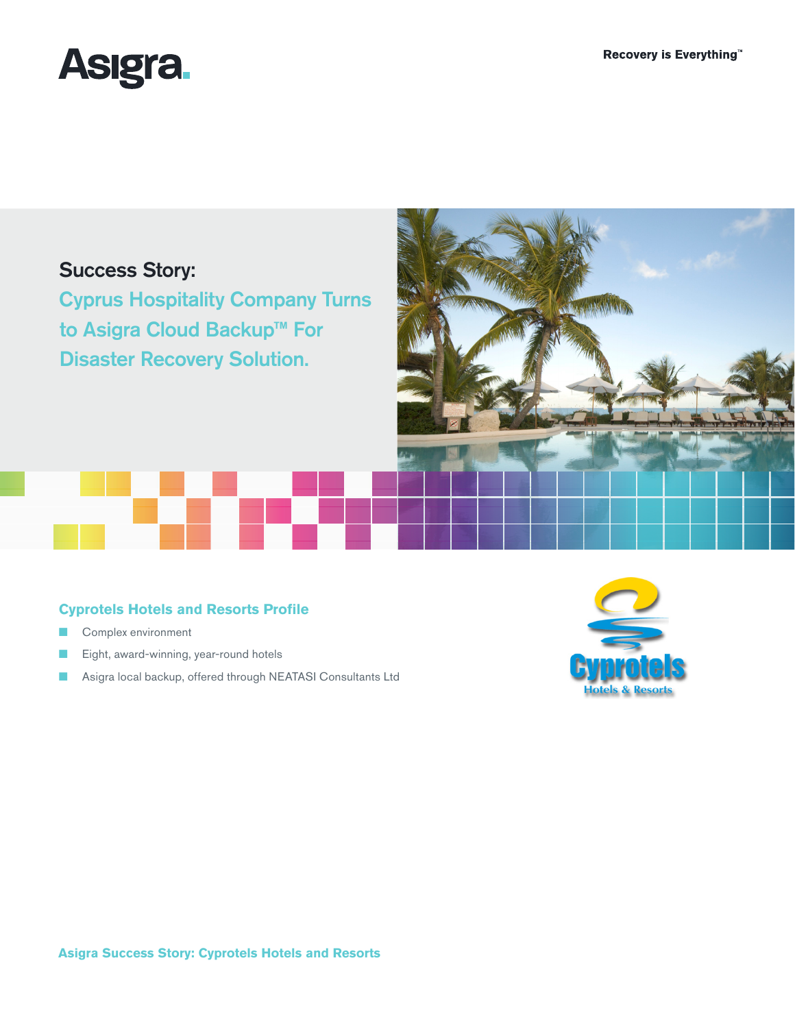Asigra.

Recovery is Everything™

# Success Story:

## Cyprus Hospitality Company Turns to Asigra Cloud Backup™ For Disaster Recovery Solution.

### Cyprotels Hotels and Resorts Profile

- Complex environment
- Eight, award-winning, year-round hotels
- Asigra local backup, offered through NEATASI Consultants Ltd

Cyprotels Hotels & Resorts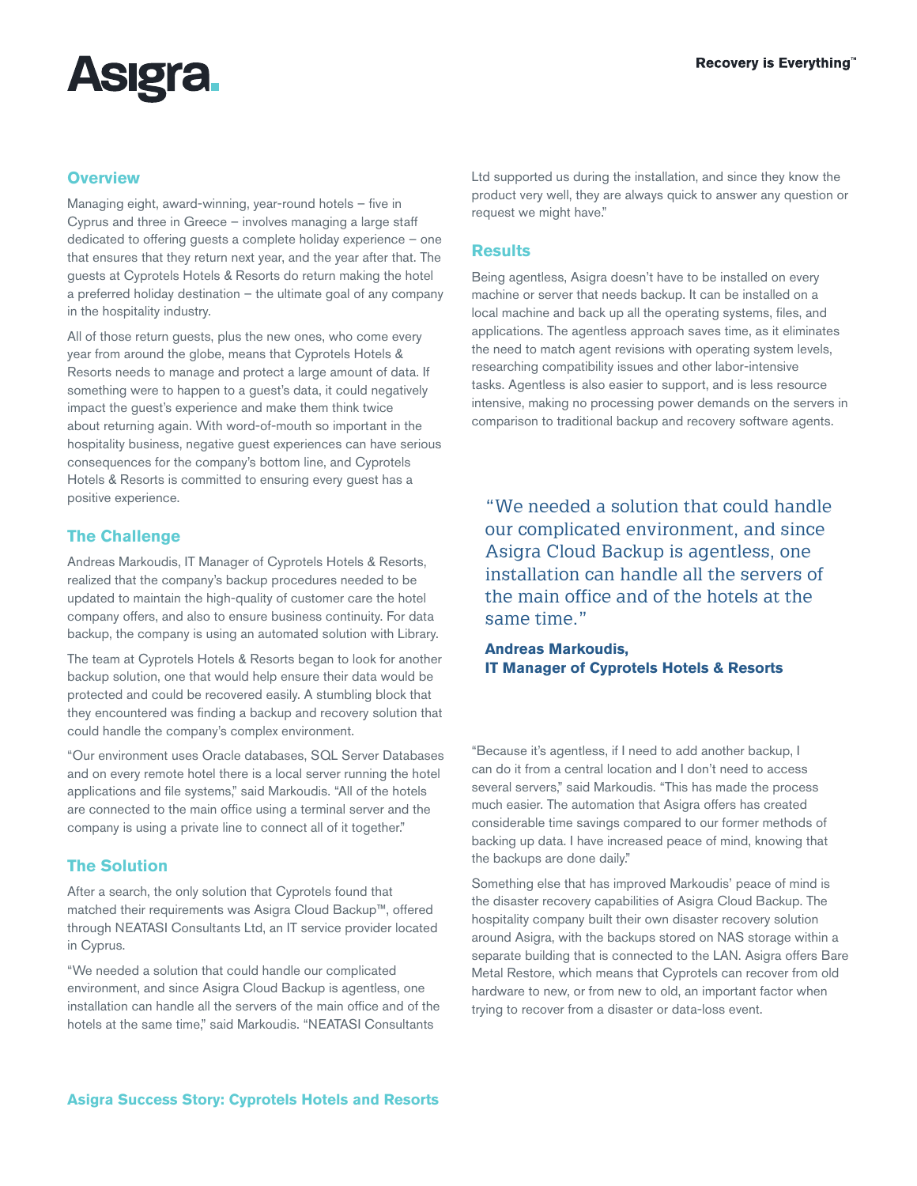## Overview

Managing eight, award-winning, year-round hotels – five in Cyprus and three in Greece – involves managing a large staff dedicated to offering guests a complete holiday experience – one that ensures that they return next year, and the year after that. The guests at Cyprotels Hotels & Resorts do return making the hotel a preferred holiday destination – the ultimate goal of any company in the hospitality industry.

All of those return guests, plus the new ones, who come every year from around the globe, means that Cyprotels Hotels & Resorts needs to manage and protect a large amount of data. If something were to happen to a guest's data, it could negatively impact the guest's experience and make them think twice about returning again. With word-of-mouth so important in the hospitality business, negative guest experiences can have serious consequences for the company's bottom line, and Cyprotels Hotels & Resorts is committed to ensuring every guest has a positive experience.

## The Challenge

Andreas Markoudis, IT Manager of Cyprotels Hotels & Resorts, realized that the company's backup procedures needed to be updated to maintain the high-quality of customer care the hotel company offers, and also to ensure business continuity. For data backup, the company is using an automated solution with Library.

The team at Cyprotels Hotels & Resorts began to look for another backup solution, one that would help ensure their data would be protected and could be recovered easily. A stumbling block that they encountered was finding a backup and recovery solution that could handle the company's complex environment.

"Our environment uses Oracle databases, SQL Server Databases and on every remote hotel there is a local server running the hotel applications and file systems," said Markoudis. "All of the hotels are connected to the main office using a terminal server and the company is using a private line to connect all of it together."

## The Solution

After a search, the only solution that Cyprotels found that matched their requirements was Asigra Cloud Backup™, offered through NEATASI Consultants Ltd, an IT service provider located in Cyprus.

"We needed a solution that could handle our complicated environment, and since Asigra Cloud Backup is agentless, one installation can handle all the servers of the main office and of the hotels at the same time," said Markoudis. "NEATASI Consultants Ltd supported us during the installation, and since they know the product very well, they are always quick to answer any question or request we might have."

## Results

Being agentless, Asigra doesn't have to be installed on every machine or server that needs backup. It can be installed on a local machine and back up all the operating systems, files, and applications. The agentless approach saves time, as it eliminates the need to match agent revisions with operating system levels, researching compatibility issues and other labor-intensive tasks. Agentless is also easier to support, and is less resource intensive, making no processing power demands on the servers in comparison to traditional backup and recovery software agents.

> "We needed a solution that could handle our complicated environment, and since Asigra Cloud Backup is agentless, one installation can handle all the servers of the main office and of the hotels at the same time."
>
> **Andreas Markoudis,**
> **IT Manager of Cyprotels Hotels & Resorts**

"Because it's agentless, if I need to add another backup, I can do it from a central location and I don't need to access several servers," said Markoudis. "This has made the process much easier. The automation that Asigra offers has created considerable time savings compared to our former methods of backing up data. I have increased peace of mind, knowing that the backups are done daily."

Something else that has improved Markoudis' peace of mind is the disaster recovery capabilities of Asigra Cloud Backup. The hospitality company built their own disaster recovery solution around Asigra, with the backups stored on NAS storage within a separate building that is connected to the LAN. Asigra offers Bare Metal Restore, which means that Cyprotels can recover from old hardware to new, or from new to old, an important factor when trying to recover from a disaster or data-loss event.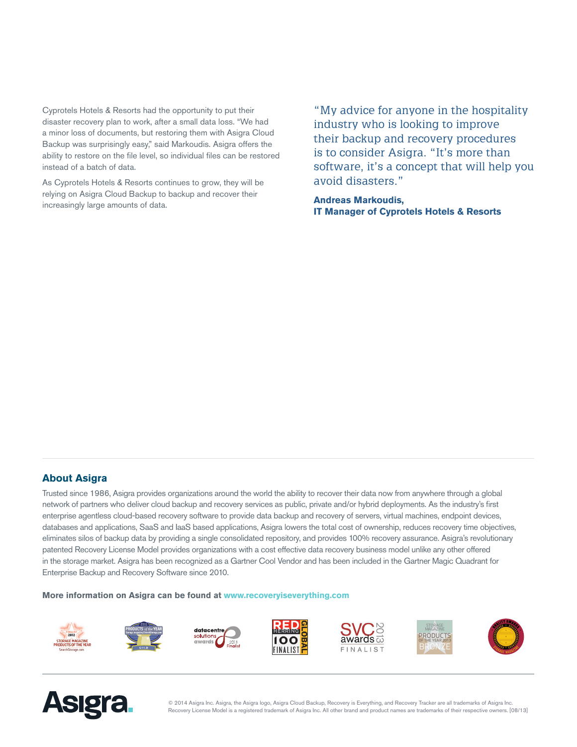Cyprotels Hotels & Resorts had the opportunity to put their disaster recovery plan to work, after a small data loss. "We had a minor loss of documents, but restoring them with Asigra Cloud Backup was surprisingly easy," said Markoudis. Asigra offers the ability to restore on the file level, so individual files can be restored instead of a batch of data.

As Cyprotels Hotels & Resorts continues to grow, they will be relying on Asigra Cloud Backup to backup and recover their increasingly large amounts of data.

> "My advice for anyone in the hospitality industry who is looking to improve their backup and recovery procedures is to consider Asigra. "It's more than software, it's a concept that will help you avoid disasters."
>
> **Andreas Markoudis,**
> **IT Manager of Cyprotels Hotels & Resorts**

## About Asigra

Trusted since 1986, Asigra provides organizations around the world the ability to recover their data now from anywhere through a global network of partners who deliver cloud backup and recovery services as public, private and/or hybrid deployments. As the industry's first enterprise agentless cloud-based recovery software to provide data backup and recovery of servers, virtual machines, endpoint devices, databases and applications, SaaS and IaaS based applications, Asigra lowers the total cost of ownership, reduces recovery time objectives, eliminates silos of backup data by providing a single consolidated repository, and provides 100% recovery assurance. Asigra's revolutionary patented Recovery License Model provides organizations with a cost effective data recovery business model unlike any other offered in the storage market. Asigra has been recognized as a Gartner Cool Vendor and has been included in the Gartner Magic Quadrant for Enterprise Backup and Recovery Software since 2010.

**More information on Asigra can be found at www.recoveryiseverything.com**

© 2014 Asigra Inc. Asigra, the Asigra logo, Asigra Cloud Backup, Recovery is Everything, and Recovery Tracker are all trademarks of Asigra Inc. Recovery License Model is a registered trademark of Asigra Inc. All other brand and product names are trademarks of their respective owners. [08/13]